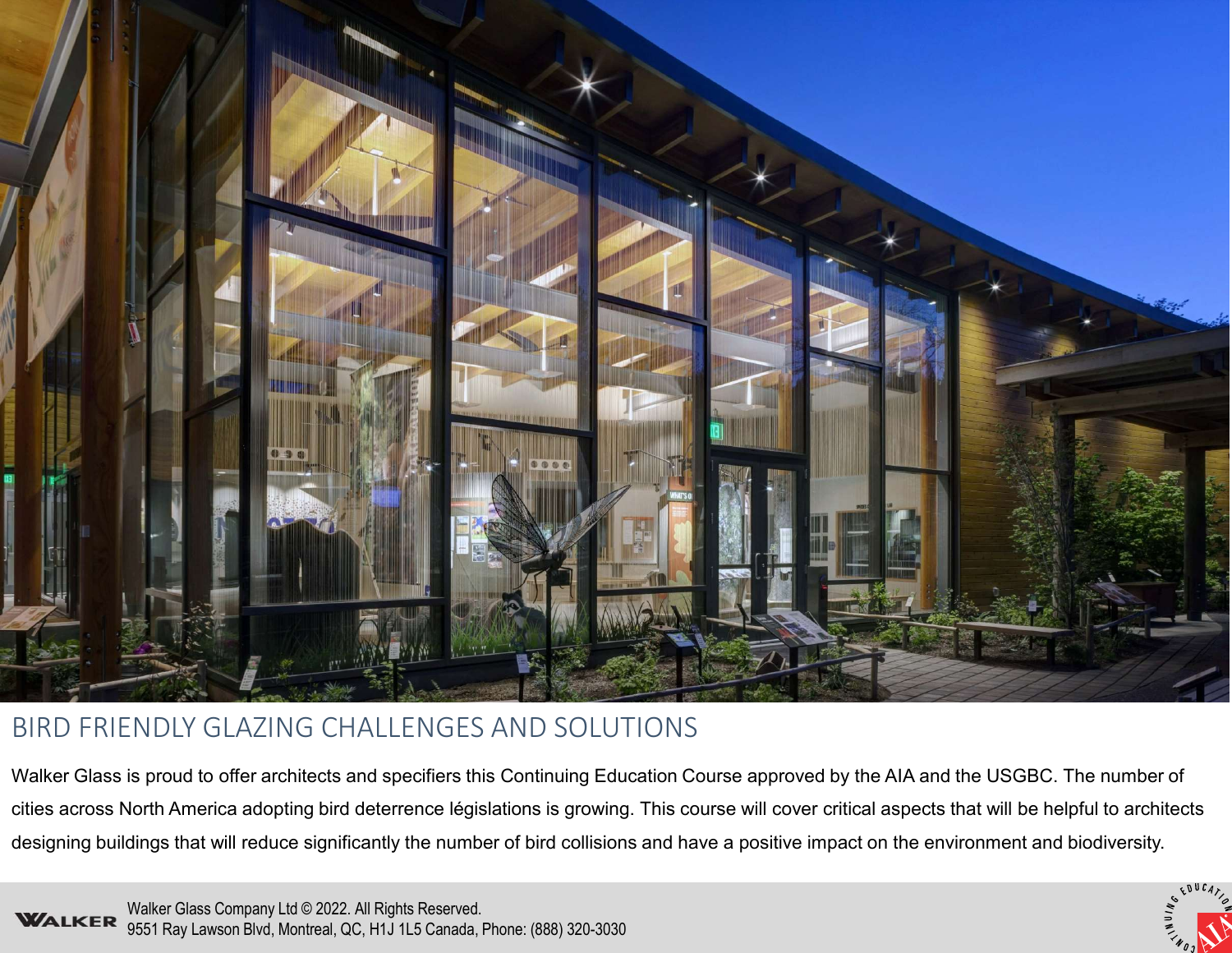# BIRD FRIENDLY GLAZING CHALLENGES AND SOLUTIONS

Walker Glass is proud to offer architects and specifiers this Continuing Education Course approved by the AIA and the USGBC. The number of cities across North America adopting bird deterrence législations is growing. This course will cover critical aspects that will be helpful to architects designing buildings that will reduce significantly the number of bird collisions and have a positive impact on the environment and biodiversity.

Walker Glass Company Ltd © 2022. All Rights Reserved.
9551 Ray Lawson Blvd, Montreal, QC, H1J 1L5 Canada, Phone: (888) 320-3030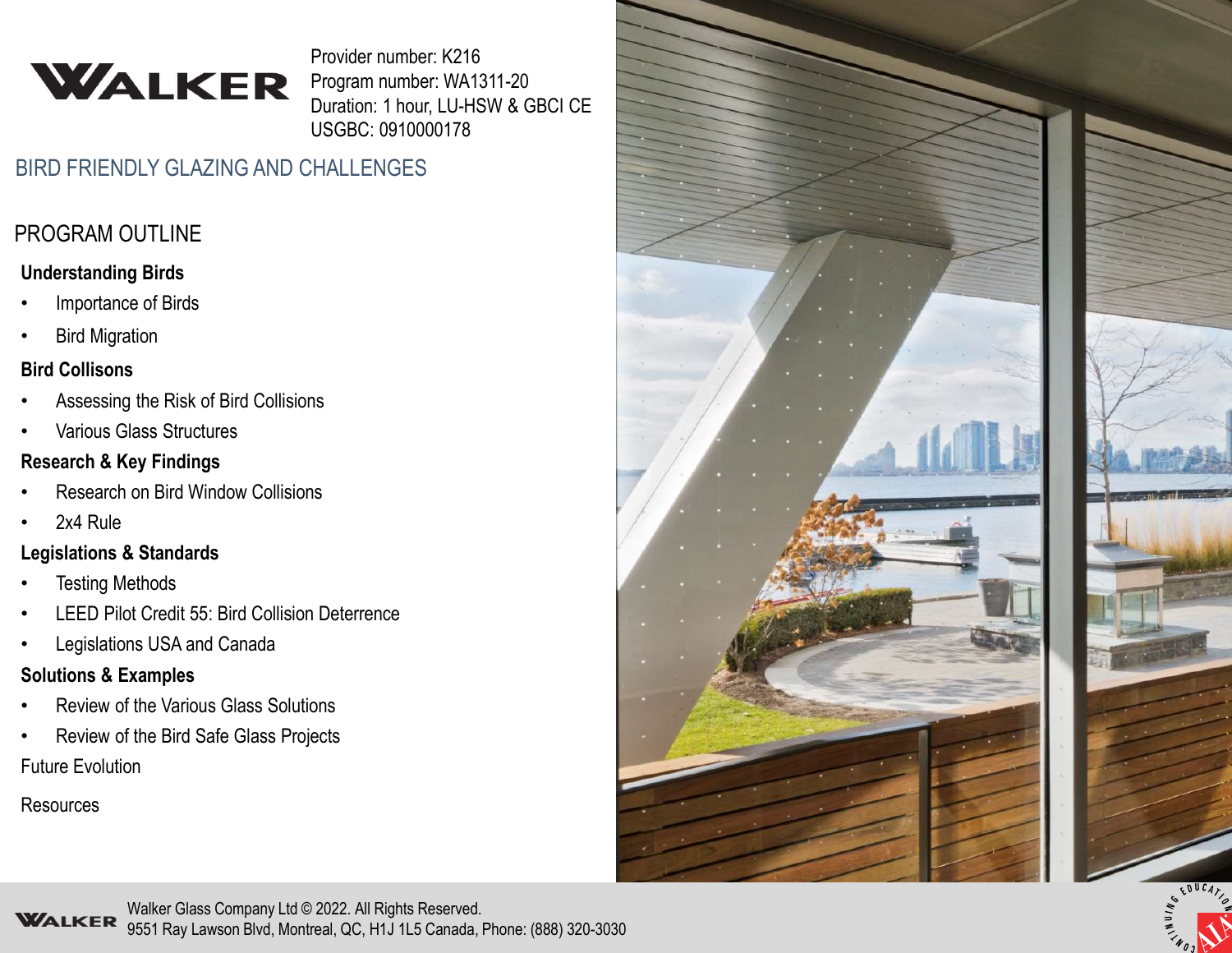WALKER

Provider number: K216
Program number: WA1311-20
Duration: 1 hour, LU-HSW & GBCI CE
USGBC: 0910000178

## BIRD FRIENDLY GLAZING AND CHALLENGES

## PROGRAM OUTLINE

**Understanding Birds**

- Importance of Birds
- Bird Migration

**Bird Collisons**

- Assessing the Risk of Bird Collisions
- Various Glass Structures

**Research & Key Findings**

- Research on Bird Window Collisions
- 2x4 Rule

**Legislations & Standards**

- Testing Methods
- LEED Pilot Credit 55: Bird Collision Deterrence
- Legislations USA and Canada

**Solutions & Examples**

- Review of the Various Glass Solutions
- Review of the Bird Safe Glass Projects

Future Evolution

Resources

Walker Glass Company Ltd © 2022. All Rights Reserved.
9551 Ray Lawson Blvd, Montreal, QC, H1J 1L5 Canada, Phone: (888) 320-3030